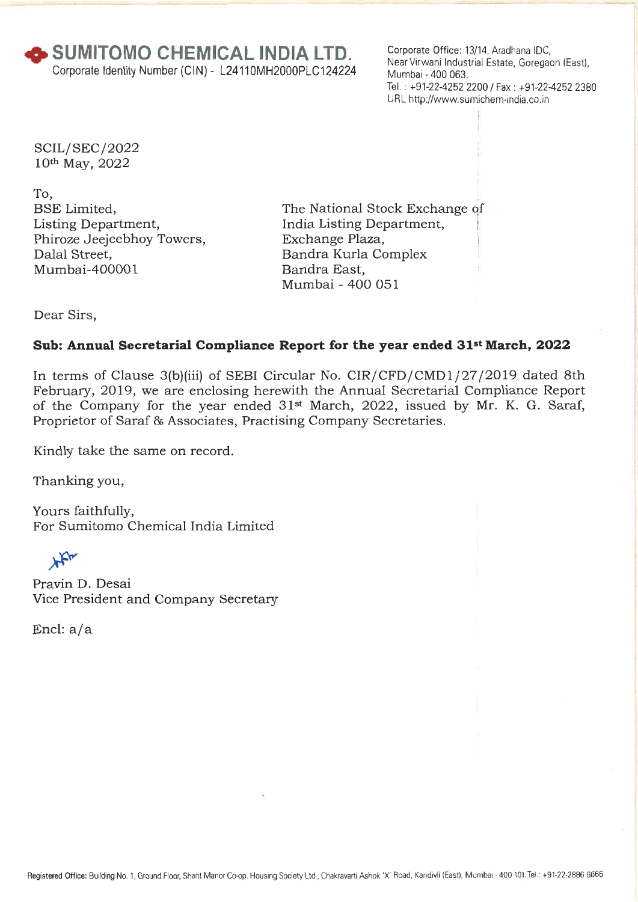# SUMITOMO CHEMICAL INDIA LTD.

Corporate Identity Number (CIN) - L24110MH2000PLC124224

Corporate Office: 13/14, Aradhana IDC,
Near Virwani Industrial Estate, Goregaon (East),
Mumbai - 400 063.
Tel. : +91-22-4252 2200 / Fax : +91-22-4252 2380
URL http://www.sumichem-india.co.in

SCIL/SEC/2022
10th May, 2022

To,

BSE Limited,
Listing Department,
Phiroze Jeejeebhoy Towers,
Dalal Street,
Mumbai-400001

The National Stock Exchange of
India Listing Department,
Exchange Plaza,
Bandra Kurla Complex
Bandra East,
Mumbai - 400 051

Dear Sirs,

**Sub: Annual Secretarial Compliance Report for the year ended 31st March, 2022**

In terms of Clause 3(b)(iii) of SEBI Circular No. CIR/CFD/CMD1/27/2019 dated 8th February, 2019, we are enclosing herewith the Annual Secretarial Compliance Report of the Company for the year ended 31st March, 2022, issued by Mr. K. G. Saraf, Proprietor of Saraf & Associates, Practising Company Secretaries.

Kindly take the same on record.

Thanking you,

Yours faithfully,
For Sumitomo Chemical India Limited

Pravin D. Desai
Vice President and Company Secretary

Encl: a/a

Registered Office: Building No. 1, Ground Floor, Shant Manor Co-op. Housing Society Ltd., Chakravarti Ashok 'X' Road, Kandivli (East), Mumbai - 400 101. Tel.: +91-22-2886 6666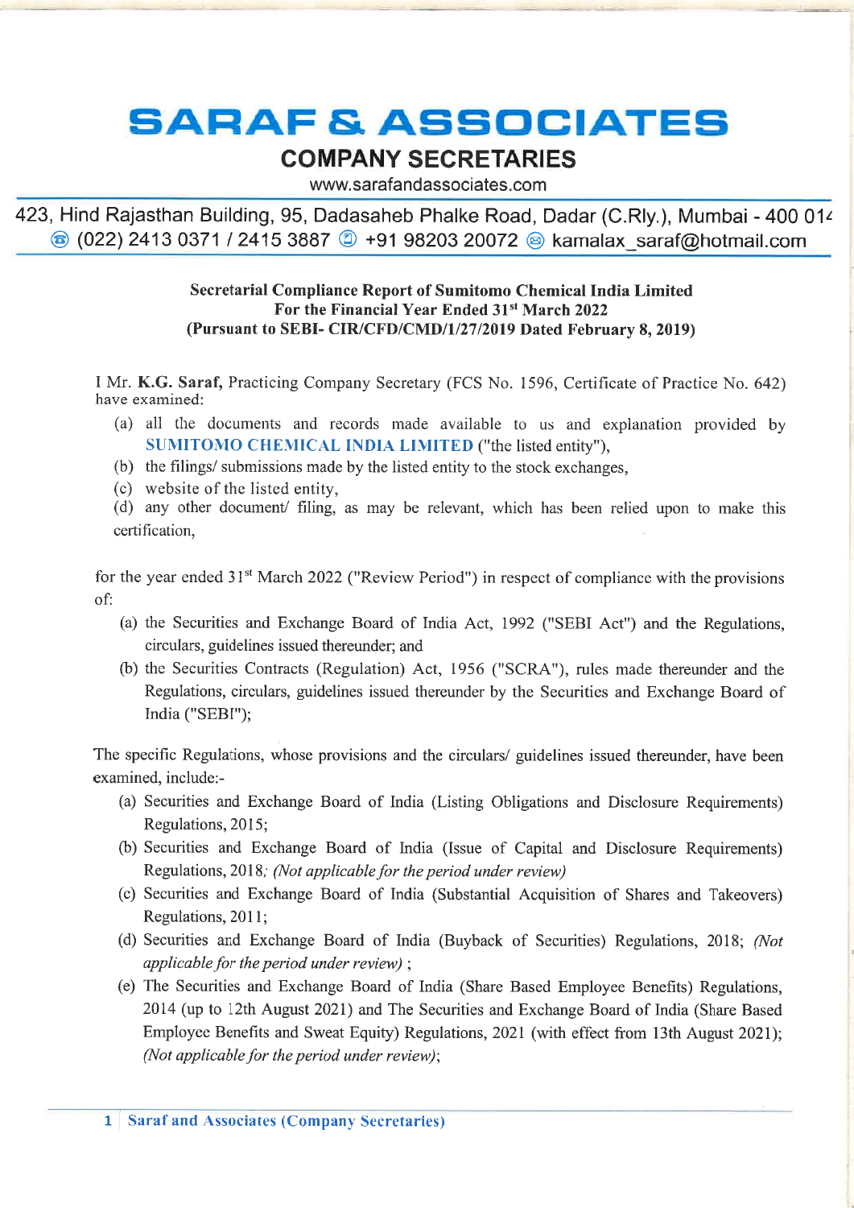# SARAF & ASSOCIATES

## COMPANY SECRETARIES

www.sarafandassociates.com

423, Hind Rajasthan Building, 95, Dadasaheb Phalke Road, Dadar (C.Rly.), Mumbai - 400 014
(022) 2413 0371 / 2415 3887 +91 98203 20072 kamalax_saraf@hotmail.com

**Secretarial Compliance Report of Sumitomo Chemical India Limited**
**For the Financial Year Ended 31st March 2022**
**(Pursuant to SEBI- CIR/CFD/CMD/1/27/2019 Dated February 8, 2019)**

I Mr. **K.G. Saraf**, Practicing Company Secretary (FCS No. 1596, Certificate of Practice No. 642) have examined:

(a) all the documents and records made available to us and explanation provided by **SUMITOMO CHEMICAL INDIA LIMITED** ("the listed entity"),

(b) the filings/ submissions made by the listed entity to the stock exchanges,

(c) website of the listed entity,

(d) any other document/ filing, as may be relevant, which has been relied upon to make this certification,

for the year ended 31st March 2022 ("Review Period") in respect of compliance with the provisions of:

(a) the Securities and Exchange Board of India Act, 1992 ("SEBI Act") and the Regulations, circulars, guidelines issued thereunder; and

(b) the Securities Contracts (Regulation) Act, 1956 ("SCRA"), rules made thereunder and the Regulations, circulars, guidelines issued thereunder by the Securities and Exchange Board of India ("SEBI");

The specific Regulations, whose provisions and the circulars/ guidelines issued thereunder, have been examined, include:-

(a) Securities and Exchange Board of India (Listing Obligations and Disclosure Requirements) Regulations, 2015;

(b) Securities and Exchange Board of India (Issue of Capital and Disclosure Requirements) Regulations, 2018; *(Not applicable for the period under review)*

(c) Securities and Exchange Board of India (Substantial Acquisition of Shares and Takeovers) Regulations, 2011;

(d) Securities and Exchange Board of India (Buyback of Securities) Regulations, 2018; *(Not applicable for the period under review)* ;

(e) The Securities and Exchange Board of India (Share Based Employee Benefits) Regulations, 2014 (up to 12th August 2021) and The Securities and Exchange Board of India (Share Based Employee Benefits and Sweat Equity) Regulations, 2021 (with effect from 13th August 2021); *(Not applicable for the period under review)*;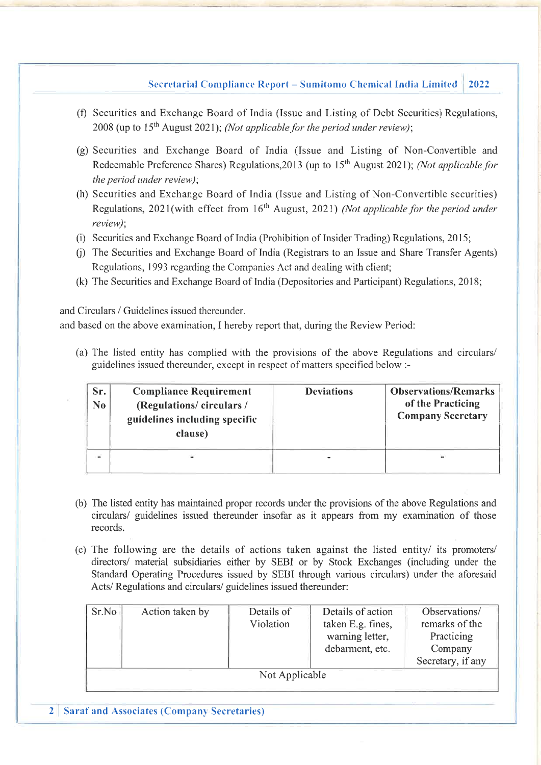(f) Securities and Exchange Board of India (Issue and Listing of Debt Securities) Regulations, 2008 (up to 15th August 2021); *(Not applicable for the period under review)*;

(g) Securities and Exchange Board of India (Issue and Listing of Non-Convertible and Redeemable Preference Shares) Regulations,2013 (up to 15th August 2021); *(Not applicable for the period under review)*;

(h) Securities and Exchange Board of India (Issue and Listing of Non-Convertible securities) Regulations, 2021(with effect from 16th August, 2021) *(Not applicable for the period under review)*;

(i) Securities and Exchange Board of India (Prohibition of Insider Trading) Regulations, 2015;

(j) The Securities and Exchange Board of India (Registrars to an Issue and Share Transfer Agents) Regulations, 1993 regarding the Companies Act and dealing with client;

(k) The Securities and Exchange Board of India (Depositories and Participant) Regulations, 2018;

and Circulars / Guidelines issued thereunder.

and based on the above examination, I hereby report that, during the Review Period:

(a) The listed entity has complied with the provisions of the above Regulations and circulars/ guidelines issued thereunder, except in respect of matters specified below :-

| **Sr. No** | **Compliance Requirement (Regulations/ circulars / guidelines including specific clause)** | **Deviations** | **Observations/Remarks of the Practicing Company Secretary** |
|---|---|---|---|
| - | - | - | - |

(b) The listed entity has maintained proper records under the provisions of the above Regulations and circulars/ guidelines issued thereunder insofar as it appears from my examination of those records.

(c) The following are the details of actions taken against the listed entity/ its promoters/ directors/ material subsidiaries either by SEBI or by Stock Exchanges (including under the Standard Operating Procedures issued by SEBI through various circulars) under the aforesaid Acts/ Regulations and circulars/ guidelines issued thereunder:

| Sr.No | Action taken by | Details of Violation | Details of action taken E.g. fines, warning letter, debarment, etc. | Observations/ remarks of the Practicing Company Secretary, if any |
|---|---|---|---|---|
| Not Applicable | | | | |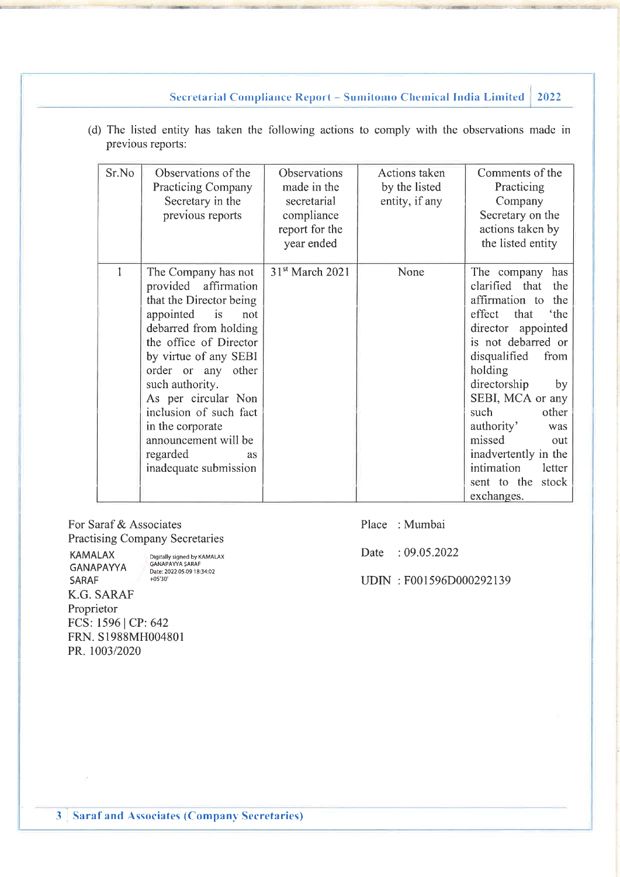(d) The listed entity has taken the following actions to comply with the observations made in previous reports:

| Sr.No | Observations of the Practicing Company Secretary in the previous reports | Observations made in the secretarial compliance report for the year ended | Actions taken by the listed entity, if any | Comments of the Practicing Company Secretary on the actions taken by the listed entity |
|---|---|---|---|---|
| 1 | The Company has not provided affirmation that the Director being appointed is not debarred from holding the office of Director by virtue of any SEBI order or any other such authority. As per circular Non inclusion of such fact in the corporate announcement will be regarded as inadequate submission | 31st March 2021 | None | The company has clarified that the affirmation to the effect that 'the director appointed is not debarred or disqualified from holding directorship by SEBI, MCA or any such other authority' was missed out inadvertently in the intimation letter sent to the stock exchanges. |

For Saraf & Associates
Practising Company Secretaries

KAMALAX GANAPAYYA SARAF
Digitally signed by KAMALAX GANAPAYYA SARAF
Date: 2022.05.09 18:34:02 +05'30'

K.G. SARAF
Proprietor
FCS: 1596 | CP: 642
FRN. S1988MH004801
PR. 1003/2020

Place : Mumbai

Date : 09.05.2022

UDIN : F001596D000292139